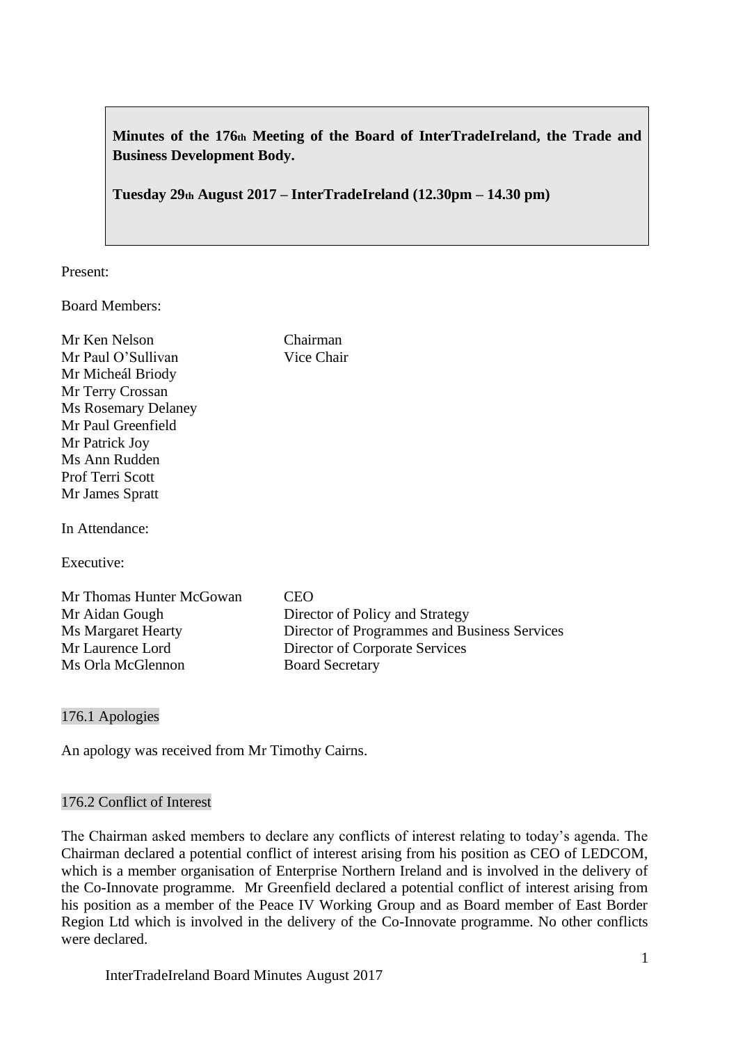**Minutes of the 176th Meeting of the Board of InterTradeIreland, the Trade and Business Development Body.**

**Tuesday 29th August 2017 – InterTradeIreland (12.30pm – 14.30 pm)**

Present:

Board Members:

| | |
|---|---|
| Mr Ken Nelson | Chairman |
| Mr Paul O'Sullivan | Vice Chair |
| Mr Micheál Briody | |
| Mr Terry Crossan | |
| Ms Rosemary Delaney | |
| Mr Paul Greenfield | |
| Mr Patrick Joy | |
| Ms Ann Rudden | |
| Prof Terri Scott | |
| Mr James Spratt | |

In Attendance:

Executive:

| | |
|---|---|
| Mr Thomas Hunter McGowan | CEO |
| Mr Aidan Gough | Director of Policy and Strategy |
| Ms Margaret Hearty | Director of Programmes and Business Services |
| Mr Laurence Lord | Director of Corporate Services |
| Ms Orla McGlennon | Board Secretary |

## 176.1 Apologies

An apology was received from Mr Timothy Cairns.

## 176.2 Conflict of Interest

The Chairman asked members to declare any conflicts of interest relating to today's agenda. The Chairman declared a potential conflict of interest arising from his position as CEO of LEDCOM, which is a member organisation of Enterprise Northern Ireland and is involved in the delivery of the Co-Innovate programme. Mr Greenfield declared a potential conflict of interest arising from his position as a member of the Peace IV Working Group and as Board member of East Border Region Ltd which is involved in the delivery of the Co-Innovate programme. No other conflicts were declared.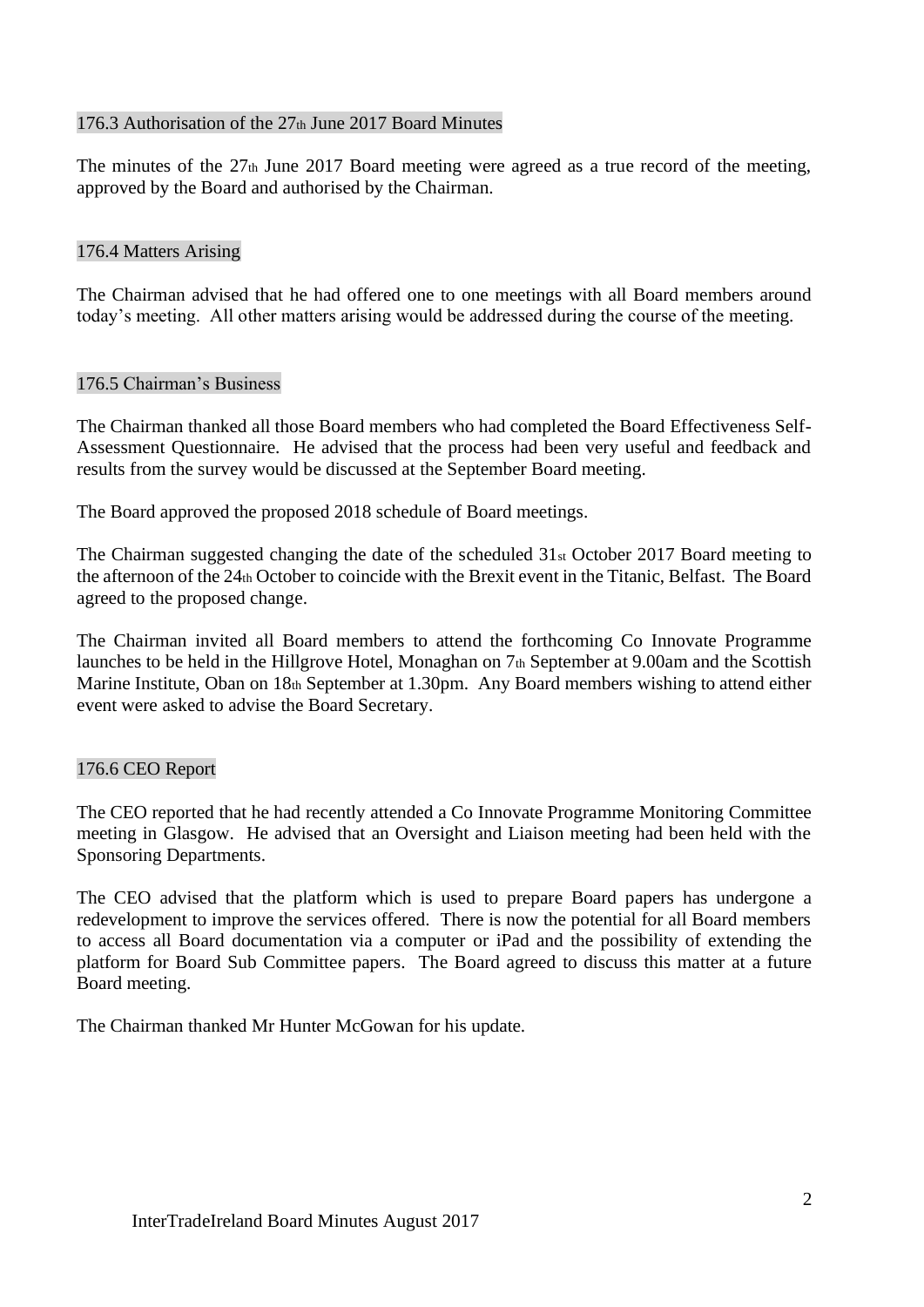### 176.3 Authorisation of the 27th June 2017 Board Minutes

The minutes of the 27th June 2017 Board meeting were agreed as a true record of the meeting, approved by the Board and authorised by the Chairman.

### 176.4 Matters Arising

The Chairman advised that he had offered one to one meetings with all Board members around today's meeting. All other matters arising would be addressed during the course of the meeting.

### 176.5 Chairman's Business

The Chairman thanked all those Board members who had completed the Board Effectiveness Self-Assessment Questionnaire. He advised that the process had been very useful and feedback and results from the survey would be discussed at the September Board meeting.

The Board approved the proposed 2018 schedule of Board meetings.

The Chairman suggested changing the date of the scheduled 31st October 2017 Board meeting to the afternoon of the 24th October to coincide with the Brexit event in the Titanic, Belfast. The Board agreed to the proposed change.

The Chairman invited all Board members to attend the forthcoming Co Innovate Programme launches to be held in the Hillgrove Hotel, Monaghan on 7th September at 9.00am and the Scottish Marine Institute, Oban on 18th September at 1.30pm. Any Board members wishing to attend either event were asked to advise the Board Secretary.

### 176.6 CEO Report

The CEO reported that he had recently attended a Co Innovate Programme Monitoring Committee meeting in Glasgow. He advised that an Oversight and Liaison meeting had been held with the Sponsoring Departments.

The CEO advised that the platform which is used to prepare Board papers has undergone a redevelopment to improve the services offered. There is now the potential for all Board members to access all Board documentation via a computer or iPad and the possibility of extending the platform for Board Sub Committee papers. The Board agreed to discuss this matter at a future Board meeting.

The Chairman thanked Mr Hunter McGowan for his update.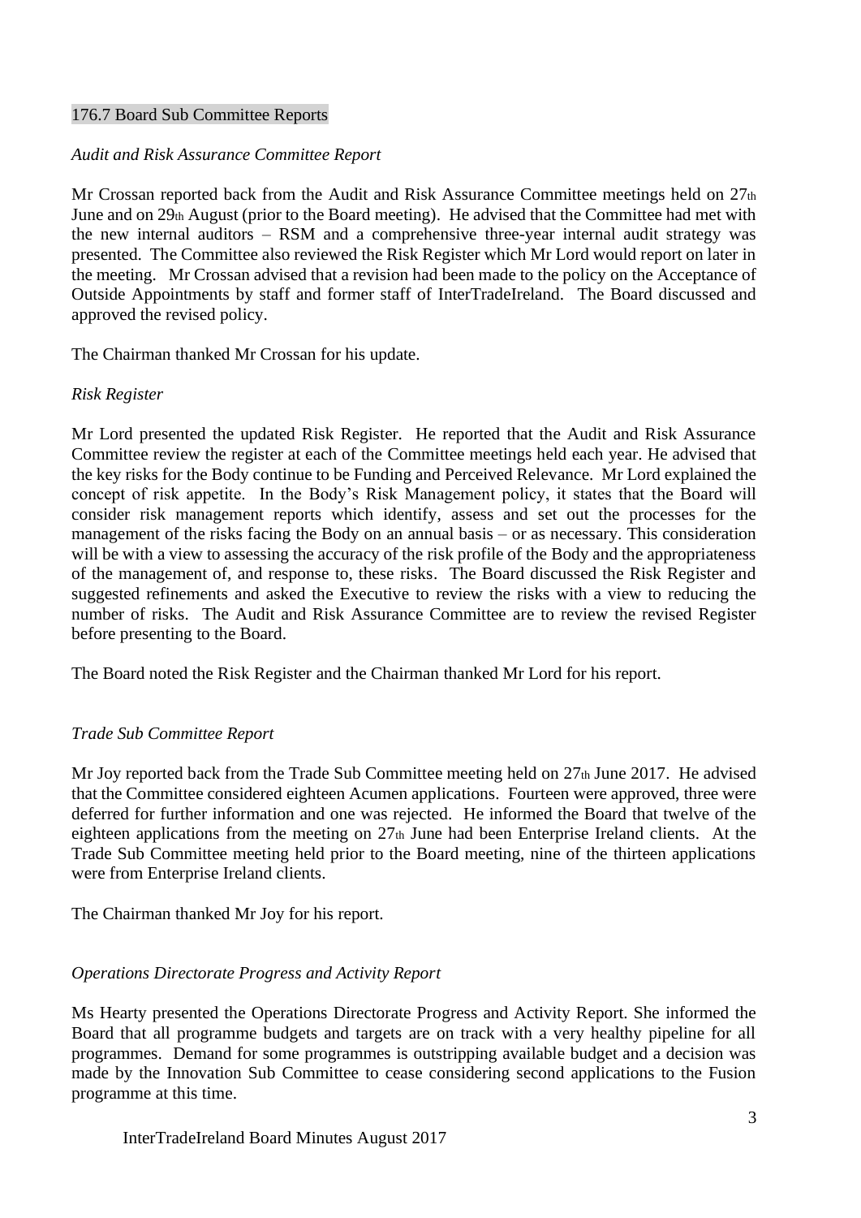## 176.7 Board Sub Committee Reports

*Audit and Risk Assurance Committee Report*

Mr Crossan reported back from the Audit and Risk Assurance Committee meetings held on 27th June and on 29th August (prior to the Board meeting). He advised that the Committee had met with the new internal auditors – RSM and a comprehensive three-year internal audit strategy was presented. The Committee also reviewed the Risk Register which Mr Lord would report on later in the meeting. Mr Crossan advised that a revision had been made to the policy on the Acceptance of Outside Appointments by staff and former staff of InterTradeIreland. The Board discussed and approved the revised policy.

The Chairman thanked Mr Crossan for his update.

*Risk Register*

Mr Lord presented the updated Risk Register. He reported that the Audit and Risk Assurance Committee review the register at each of the Committee meetings held each year. He advised that the key risks for the Body continue to be Funding and Perceived Relevance. Mr Lord explained the concept of risk appetite. In the Body's Risk Management policy, it states that the Board will consider risk management reports which identify, assess and set out the processes for the management of the risks facing the Body on an annual basis – or as necessary. This consideration will be with a view to assessing the accuracy of the risk profile of the Body and the appropriateness of the management of, and response to, these risks. The Board discussed the Risk Register and suggested refinements and asked the Executive to review the risks with a view to reducing the number of risks. The Audit and Risk Assurance Committee are to review the revised Register before presenting to the Board.

The Board noted the Risk Register and the Chairman thanked Mr Lord for his report.

*Trade Sub Committee Report*

Mr Joy reported back from the Trade Sub Committee meeting held on 27th June 2017. He advised that the Committee considered eighteen Acumen applications. Fourteen were approved, three were deferred for further information and one was rejected. He informed the Board that twelve of the eighteen applications from the meeting on 27th June had been Enterprise Ireland clients. At the Trade Sub Committee meeting held prior to the Board meeting, nine of the thirteen applications were from Enterprise Ireland clients.

The Chairman thanked Mr Joy for his report.

*Operations Directorate Progress and Activity Report*

Ms Hearty presented the Operations Directorate Progress and Activity Report. She informed the Board that all programme budgets and targets are on track with a very healthy pipeline for all programmes. Demand for some programmes is outstripping available budget and a decision was made by the Innovation Sub Committee to cease considering second applications to the Fusion programme at this time.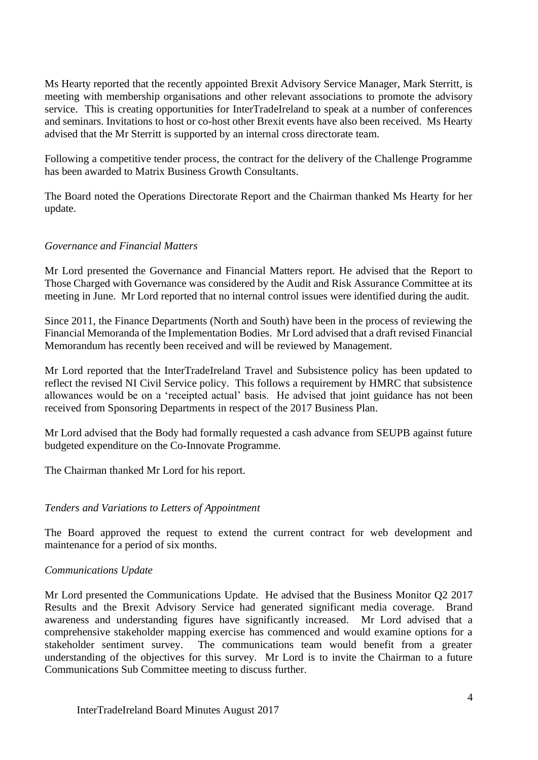Ms Hearty reported that the recently appointed Brexit Advisory Service Manager, Mark Sterritt, is meeting with membership organisations and other relevant associations to promote the advisory service. This is creating opportunities for InterTradeIreland to speak at a number of conferences and seminars. Invitations to host or co-host other Brexit events have also been received. Ms Hearty advised that the Mr Sterritt is supported by an internal cross directorate team.

Following a competitive tender process, the contract for the delivery of the Challenge Programme has been awarded to Matrix Business Growth Consultants.

The Board noted the Operations Directorate Report and the Chairman thanked Ms Hearty for her update.

*Governance and Financial Matters*

Mr Lord presented the Governance and Financial Matters report. He advised that the Report to Those Charged with Governance was considered by the Audit and Risk Assurance Committee at its meeting in June. Mr Lord reported that no internal control issues were identified during the audit.

Since 2011, the Finance Departments (North and South) have been in the process of reviewing the Financial Memoranda of the Implementation Bodies. Mr Lord advised that a draft revised Financial Memorandum has recently been received and will be reviewed by Management.

Mr Lord reported that the InterTradeIreland Travel and Subsistence policy has been updated to reflect the revised NI Civil Service policy. This follows a requirement by HMRC that subsistence allowances would be on a 'receipted actual' basis. He advised that joint guidance has not been received from Sponsoring Departments in respect of the 2017 Business Plan.

Mr Lord advised that the Body had formally requested a cash advance from SEUPB against future budgeted expenditure on the Co-Innovate Programme.

The Chairman thanked Mr Lord for his report.

*Tenders and Variations to Letters of Appointment*

The Board approved the request to extend the current contract for web development and maintenance for a period of six months.

*Communications Update*

Mr Lord presented the Communications Update. He advised that the Business Monitor Q2 2017 Results and the Brexit Advisory Service had generated significant media coverage. Brand awareness and understanding figures have significantly increased. Mr Lord advised that a comprehensive stakeholder mapping exercise has commenced and would examine options for a stakeholder sentiment survey. The communications team would benefit from a greater understanding of the objectives for this survey. Mr Lord is to invite the Chairman to a future Communications Sub Committee meeting to discuss further.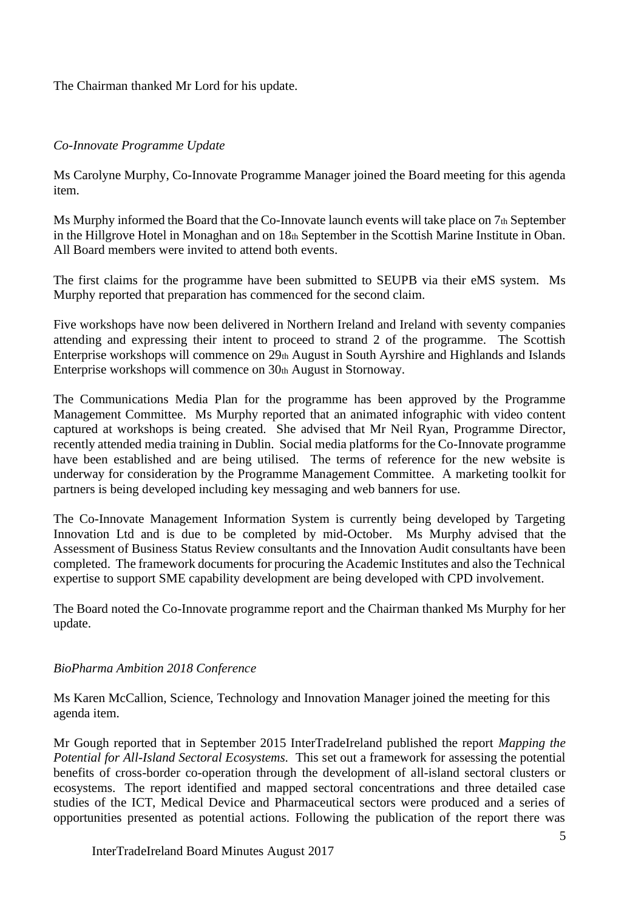The Chairman thanked Mr Lord for his update.

*Co-Innovate Programme Update*

Ms Carolyne Murphy, Co-Innovate Programme Manager joined the Board meeting for this agenda item.

Ms Murphy informed the Board that the Co-Innovate launch events will take place on 7th September in the Hillgrove Hotel in Monaghan and on 18th September in the Scottish Marine Institute in Oban. All Board members were invited to attend both events.

The first claims for the programme have been submitted to SEUPB via their eMS system. Ms Murphy reported that preparation has commenced for the second claim.

Five workshops have now been delivered in Northern Ireland and Ireland with seventy companies attending and expressing their intent to proceed to strand 2 of the programme. The Scottish Enterprise workshops will commence on 29th August in South Ayrshire and Highlands and Islands Enterprise workshops will commence on 30th August in Stornoway.

The Communications Media Plan for the programme has been approved by the Programme Management Committee. Ms Murphy reported that an animated infographic with video content captured at workshops is being created. She advised that Mr Neil Ryan, Programme Director, recently attended media training in Dublin. Social media platforms for the Co-Innovate programme have been established and are being utilised. The terms of reference for the new website is underway for consideration by the Programme Management Committee. A marketing toolkit for partners is being developed including key messaging and web banners for use.

The Co-Innovate Management Information System is currently being developed by Targeting Innovation Ltd and is due to be completed by mid-October. Ms Murphy advised that the Assessment of Business Status Review consultants and the Innovation Audit consultants have been completed. The framework documents for procuring the Academic Institutes and also the Technical expertise to support SME capability development are being developed with CPD involvement.

The Board noted the Co-Innovate programme report and the Chairman thanked Ms Murphy for her update.

*BioPharma Ambition 2018 Conference*

Ms Karen McCallion, Science, Technology and Innovation Manager joined the meeting for this agenda item.

Mr Gough reported that in September 2015 InterTradeIreland published the report *Mapping the Potential for All-Island Sectoral Ecosystems.* This set out a framework for assessing the potential benefits of cross-border co-operation through the development of all-island sectoral clusters or ecosystems. The report identified and mapped sectoral concentrations and three detailed case studies of the ICT, Medical Device and Pharmaceutical sectors were produced and a series of opportunities presented as potential actions. Following the publication of the report there was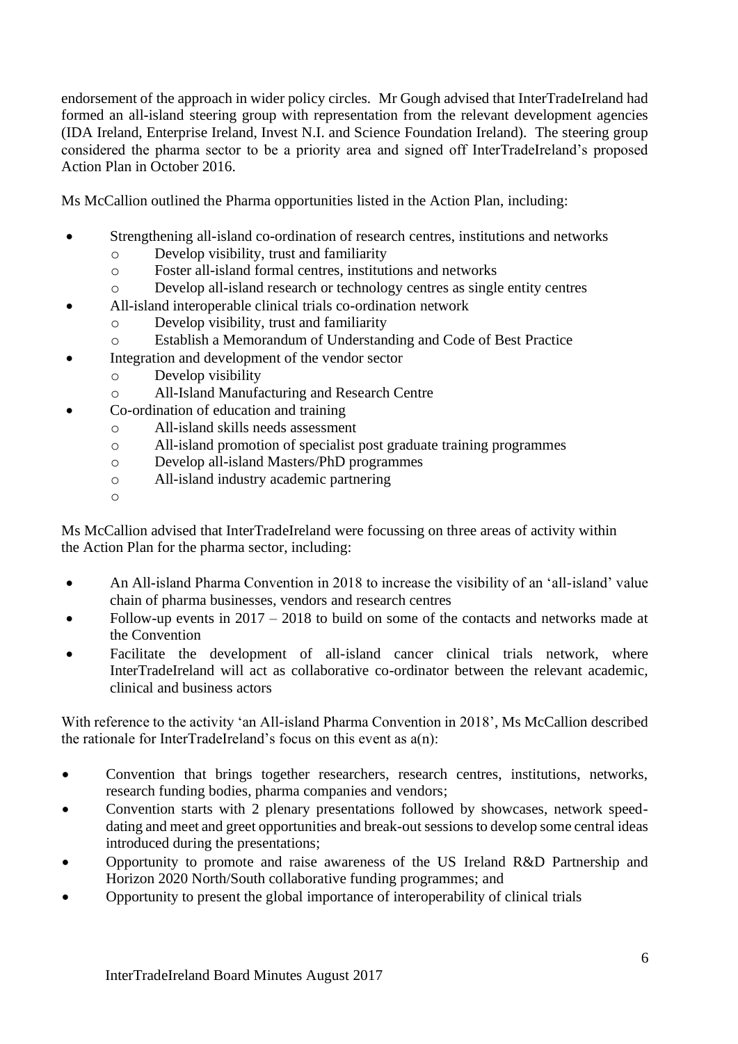endorsement of the approach in wider policy circles. Mr Gough advised that InterTradeIreland had formed an all-island steering group with representation from the relevant development agencies (IDA Ireland, Enterprise Ireland, Invest N.I. and Science Foundation Ireland). The steering group considered the pharma sector to be a priority area and signed off InterTradeIreland's proposed Action Plan in October 2016.

Ms McCallion outlined the Pharma opportunities listed in the Action Plan, including:

- Strengthening all-island co-ordination of research centres, institutions and networks
  - Develop visibility, trust and familiarity
  - Foster all-island formal centres, institutions and networks
  - Develop all-island research or technology centres as single entity centres
- All-island interoperable clinical trials co-ordination network
  - Develop visibility, trust and familiarity
  - Establish a Memorandum of Understanding and Code of Best Practice
- Integration and development of the vendor sector
  - Develop visibility
  - All-Island Manufacturing and Research Centre
- Co-ordination of education and training
  - All-island skills needs assessment
  - All-island promotion of specialist post graduate training programmes
  - Develop all-island Masters/PhD programmes
  - All-island industry academic partnering
  - 

Ms McCallion advised that InterTradeIreland were focussing on three areas of activity within the Action Plan for the pharma sector, including:

- An All-island Pharma Convention in 2018 to increase the visibility of an 'all-island' value chain of pharma businesses, vendors and research centres
- Follow-up events in 2017 – 2018 to build on some of the contacts and networks made at the Convention
- Facilitate the development of all-island cancer clinical trials network, where InterTradeIreland will act as collaborative co-ordinator between the relevant academic, clinical and business actors

With reference to the activity 'an All-island Pharma Convention in 2018', Ms McCallion described the rationale for InterTradeIreland's focus on this event as a(n):

- Convention that brings together researchers, research centres, institutions, networks, research funding bodies, pharma companies and vendors;
- Convention starts with 2 plenary presentations followed by showcases, network speed-dating and meet and greet opportunities and break-out sessions to develop some central ideas introduced during the presentations;
- Opportunity to promote and raise awareness of the US Ireland R&D Partnership and Horizon 2020 North/South collaborative funding programmes; and
- Opportunity to present the global importance of interoperability of clinical trials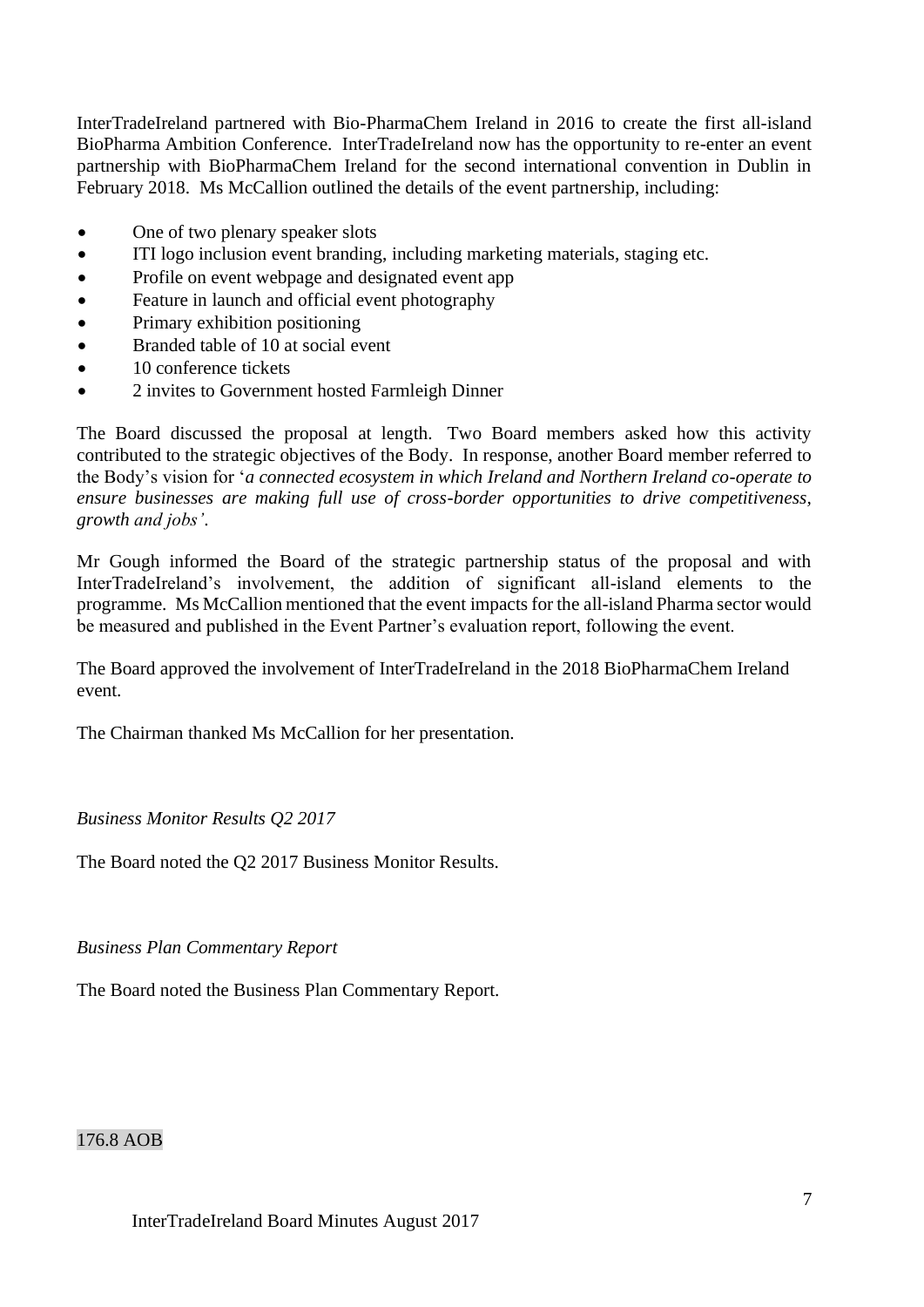InterTradeIreland partnered with Bio-PharmaChem Ireland in 2016 to create the first all-island BioPharma Ambition Conference. InterTradeIreland now has the opportunity to re-enter an event partnership with BioPharmaChem Ireland for the second international convention in Dublin in February 2018. Ms McCallion outlined the details of the event partnership, including:

- One of two plenary speaker slots
- ITI logo inclusion event branding, including marketing materials, staging etc.
- Profile on event webpage and designated event app
- Feature in launch and official event photography
- Primary exhibition positioning
- Branded table of 10 at social event
- 10 conference tickets
- 2 invites to Government hosted Farmleigh Dinner

The Board discussed the proposal at length. Two Board members asked how this activity contributed to the strategic objectives of the Body. In response, another Board member referred to the Body's vision for '*a connected ecosystem in which Ireland and Northern Ireland co-operate to ensure businesses are making full use of cross-border opportunities to drive competitiveness, growth and jobs'*.

Mr Gough informed the Board of the strategic partnership status of the proposal and with InterTradeIreland's involvement, the addition of significant all-island elements to the programme. Ms McCallion mentioned that the event impacts for the all-island Pharma sector would be measured and published in the Event Partner's evaluation report, following the event.

The Board approved the involvement of InterTradeIreland in the 2018 BioPharmaChem Ireland event.

The Chairman thanked Ms McCallion for her presentation.

*Business Monitor Results Q2 2017*

The Board noted the Q2 2017 Business Monitor Results.

*Business Plan Commentary Report*

The Board noted the Business Plan Commentary Report.

176.8 AOB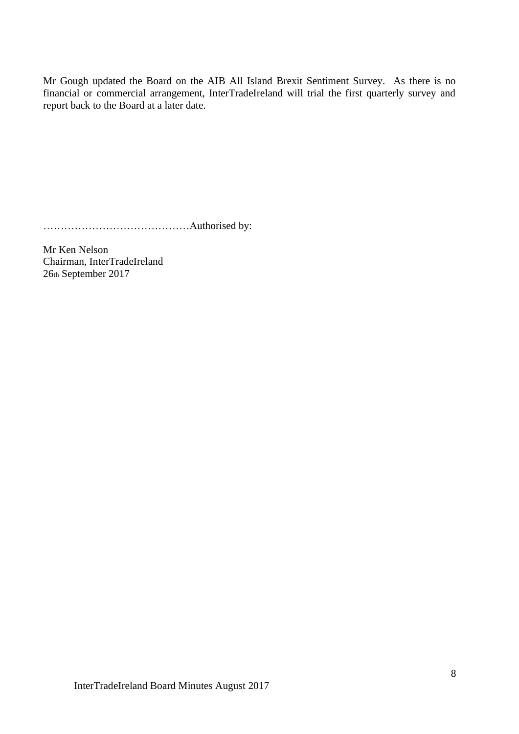Mr Gough updated the Board on the AIB All Island Brexit Sentiment Survey. As there is no financial or commercial arrangement, InterTradeIreland will trial the first quarterly survey and report back to the Board at a later date.

……………………………………Authorised by:

Mr Ken Nelson  
Chairman, InterTradeIreland  
26th September 2017